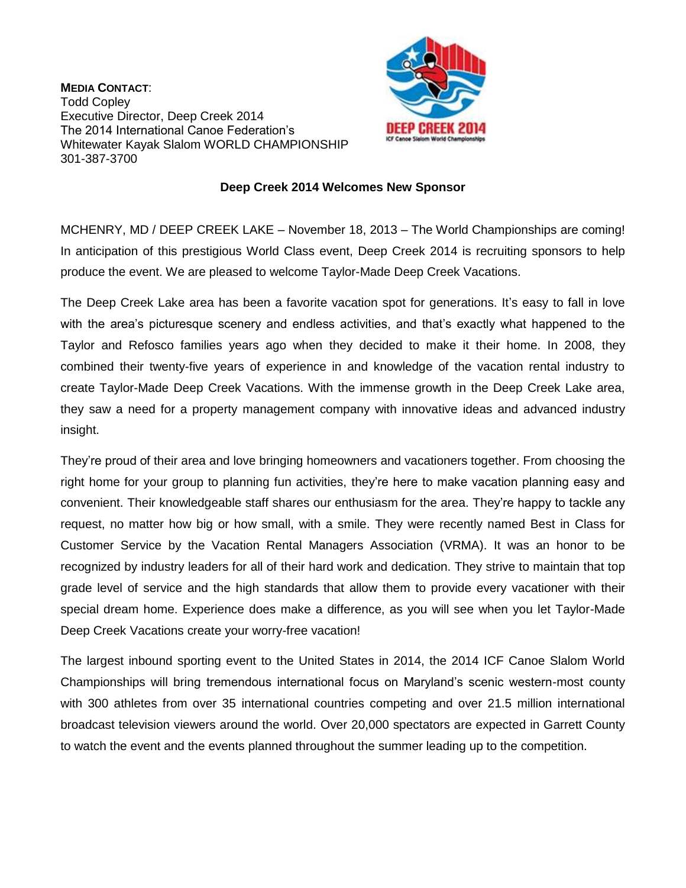**MEDIA CONTACT**:
Todd Copley
Executive Director, Deep Creek 2014
The 2014 International Canoe Federation's
Whitewater Kayak Slalom WORLD CHAMPIONSHIP
301-387-3700

## Deep Creek 2014 Welcomes New Sponsor

MCHENRY, MD / DEEP CREEK LAKE – November 18, 2013 – The World Championships are coming! In anticipation of this prestigious World Class event, Deep Creek 2014 is recruiting sponsors to help produce the event. We are pleased to welcome Taylor-Made Deep Creek Vacations.

The Deep Creek Lake area has been a favorite vacation spot for generations. It's easy to fall in love with the area's picturesque scenery and endless activities, and that's exactly what happened to the Taylor and Refosco families years ago when they decided to make it their home. In 2008, they combined their twenty-five years of experience in and knowledge of the vacation rental industry to create Taylor-Made Deep Creek Vacations. With the immense growth in the Deep Creek Lake area, they saw a need for a property management company with innovative ideas and advanced industry insight.

They're proud of their area and love bringing homeowners and vacationers together. From choosing the right home for your group to planning fun activities, they're here to make vacation planning easy and convenient. Their knowledgeable staff shares our enthusiasm for the area. They're happy to tackle any request, no matter how big or how small, with a smile. They were recently named Best in Class for Customer Service by the Vacation Rental Managers Association (VRMA). It was an honor to be recognized by industry leaders for all of their hard work and dedication. They strive to maintain that top grade level of service and the high standards that allow them to provide every vacationer with their special dream home. Experience does make a difference, as you will see when you let Taylor-Made Deep Creek Vacations create your worry-free vacation!

The largest inbound sporting event to the United States in 2014, the 2014 ICF Canoe Slalom World Championships will bring tremendous international focus on Maryland's scenic western-most county with 300 athletes from over 35 international countries competing and over 21.5 million international broadcast television viewers around the world. Over 20,000 spectators are expected in Garrett County to watch the event and the events planned throughout the summer leading up to the competition.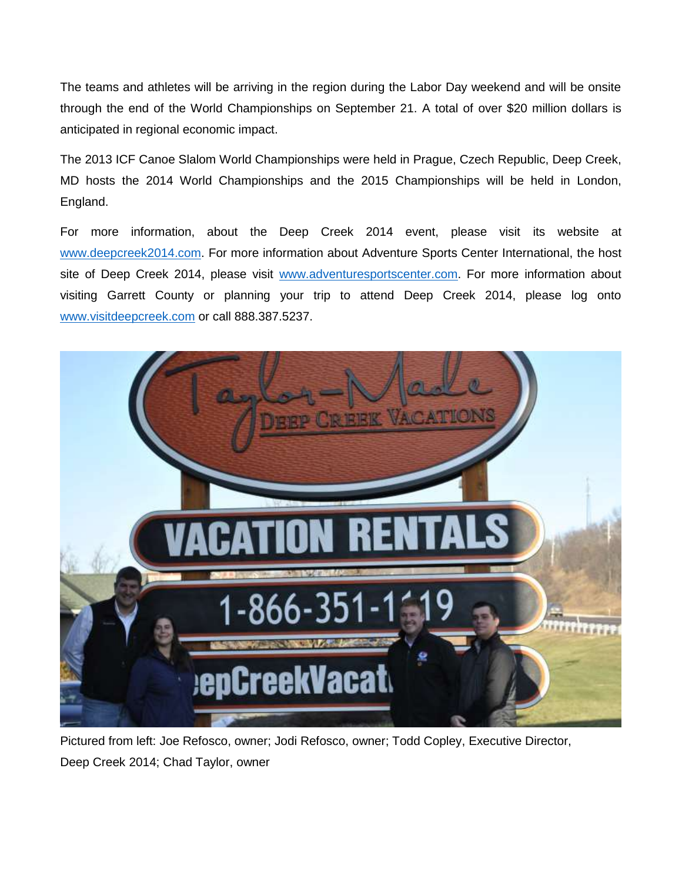The teams and athletes will be arriving in the region during the Labor Day weekend and will be onsite through the end of the World Championships on September 21. A total of over $20 million dollars is anticipated in regional economic impact.

The 2013 ICF Canoe Slalom World Championships were held in Prague, Czech Republic, Deep Creek, MD hosts the 2014 World Championships and the 2015 Championships will be held in London, England.

For more information, about the Deep Creek 2014 event, please visit its website at www.deepcreek2014.com. For more information about Adventure Sports Center International, the host site of Deep Creek 2014, please visit www.adventuresportscenter.com. For more information about visiting Garrett County or planning your trip to attend Deep Creek 2014, please log onto www.visitdeepcreek.com or call 888.387.5237.

Pictured from left: Joe Refosco, owner; Jodi Refosco, owner; Todd Copley, Executive Director, Deep Creek 2014; Chad Taylor, owner